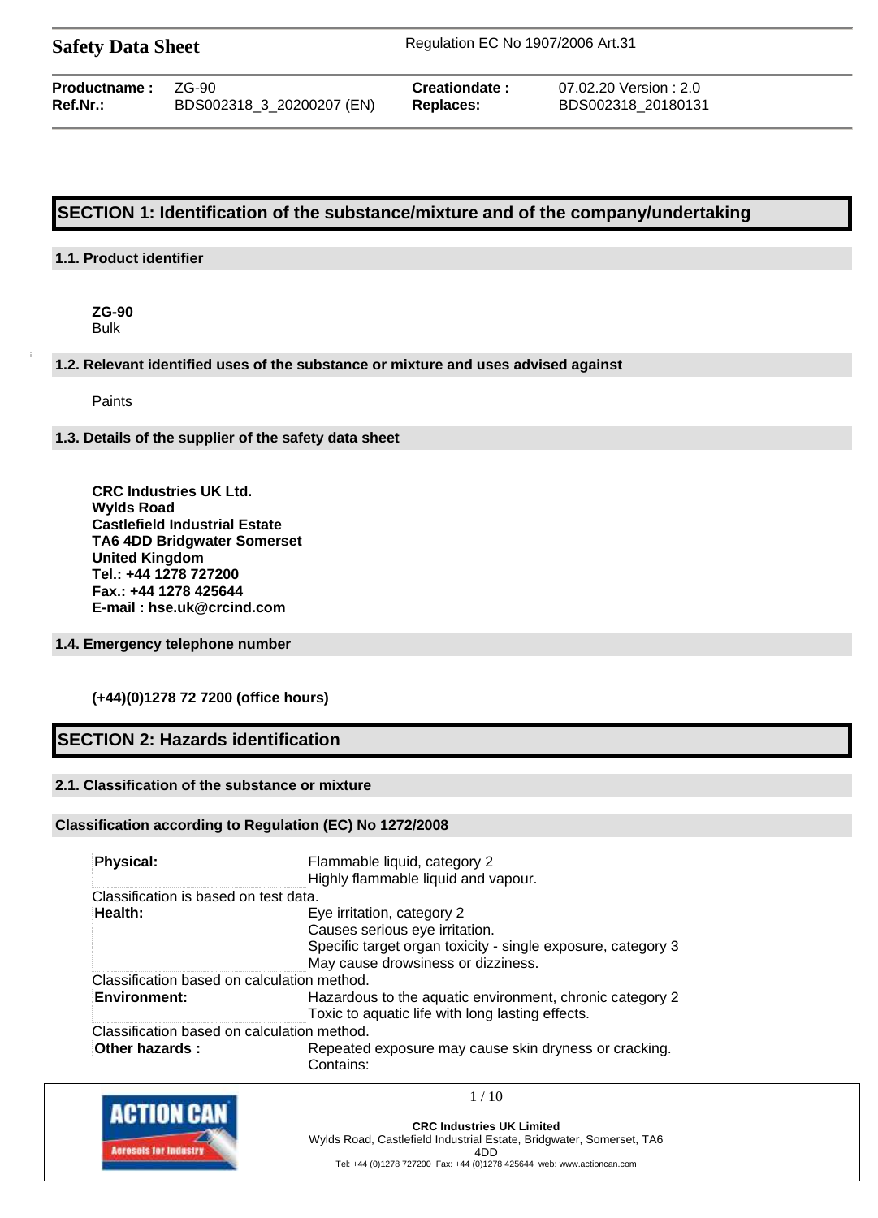**Safety Data Sheet** Regulation EC No 1907/2006 Art.31

| | | | |
|---|---|---|---|
| **Productname :** | ZG-90 | **Creationdate :** | 07.02.20 Version : 2.0 |
| **Ref.Nr.:** | BDS002318_3_20200207 (EN) | **Replaces:** | BDS002318_20180131 |

# SECTION 1: Identification of the substance/mixture and of the company/undertaking

## 1.1. Product identifier

**ZG-90**
Bulk

## 1.2. Relevant identified uses of the substance or mixture and uses advised against

Paints

## 1.3. Details of the supplier of the safety data sheet

**CRC Industries UK Ltd.**
**Wylds Road**
**Castlefield Industrial Estate**
**TA6 4DD Bridgwater Somerset**
**United Kingdom**
**Tel.: +44 1278 727200**
**Fax.: +44 1278 425644**
**E-mail : hse.uk@crcind.com**

## 1.4. Emergency telephone number

**(+44)(0)1278 72 7200 (office hours)**

# SECTION 2: Hazards identification

## 2.1. Classification of the substance or mixture

### Classification according to Regulation (EC) No 1272/2008

| | |
|---|---|
| **Physical:** | Flammable liquid, category 2<br>Highly flammable liquid and vapour. |
| Classification is based on test data. | |
| **Health:** | Eye irritation, category 2<br>Causes serious eye irritation.<br>Specific target organ toxicity - single exposure, category 3<br>May cause drowsiness or dizziness. |
| Classification based on calculation method. | |
| **Environment:** | Hazardous to the aquatic environment, chronic category 2<br>Toxic to aquatic life with long lasting effects. |
| Classification based on calculation method. | |
| **Other hazards :** | Repeated exposure may cause skin dryness or cracking.<br>Contains: |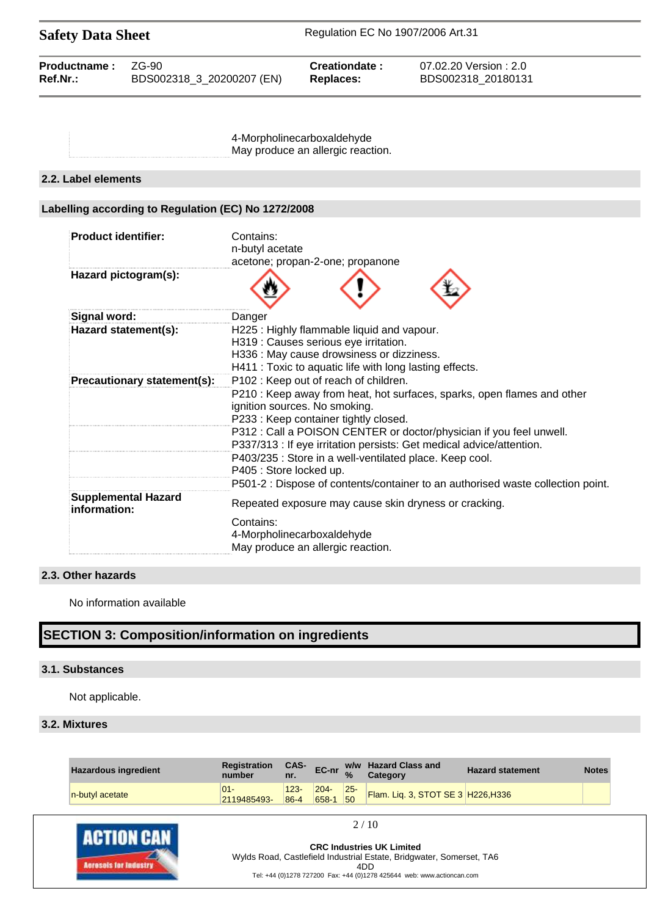| | |
|---|---|
| | 4-Morpholinecarboxaldehyde<br>May produce an allergic reaction. |

### 2.2. Label elements

#### Labelling according to Regulation (EC) No 1272/2008

| | |
|---|---|
| **Product identifier:** | Contains:<br>n-butyl acetate<br>acetone; propan-2-one; propanone |
| **Hazard pictogram(s):** | |
| **Signal word:** | Danger |
| **Hazard statement(s):** | H225 : Highly flammable liquid and vapour.<br>H319 : Causes serious eye irritation.<br>H336 : May cause drowsiness or dizziness.<br>H411 : Toxic to aquatic life with long lasting effects. |
| **Precautionary statement(s):** | P102 : Keep out of reach of children. |
| | P210 : Keep away from heat, hot surfaces, sparks, open flames and other ignition sources. No smoking.<br>P233 : Keep container tightly closed. |
| | P312 : Call a POISON CENTER or doctor/physician if you feel unwell.<br>P337/313 : If eye irritation persists: Get medical advice/attention. |
| | P403/235 : Store in a well-ventilated place. Keep cool.<br>P405 : Store locked up. |
| | P501-2 : Dispose of contents/container to an authorised waste collection point. |
| **Supplemental Hazard information:** | Repeated exposure may cause skin dryness or cracking. |
| | Contains:<br>4-Morpholinecarboxaldehyde<br>May produce an allergic reaction. |

### 2.3. Other hazards

No information available

## SECTION 3: Composition/information on ingredients

### 3.1. Substances

Not applicable.

### 3.2. Mixtures

| Hazardous ingredient | Registration number | CAS-nr. | EC-nr | w/w % | Hazard Class and Category | Hazard statement | Notes |
|---|---|---|---|---|---|---|---|
| n-butyl acetate | 01-2119485493- | 123-86-4 | 204-658-1 | 25-50 | Flam. Liq. 3, STOT SE 3 | H226,H336 | |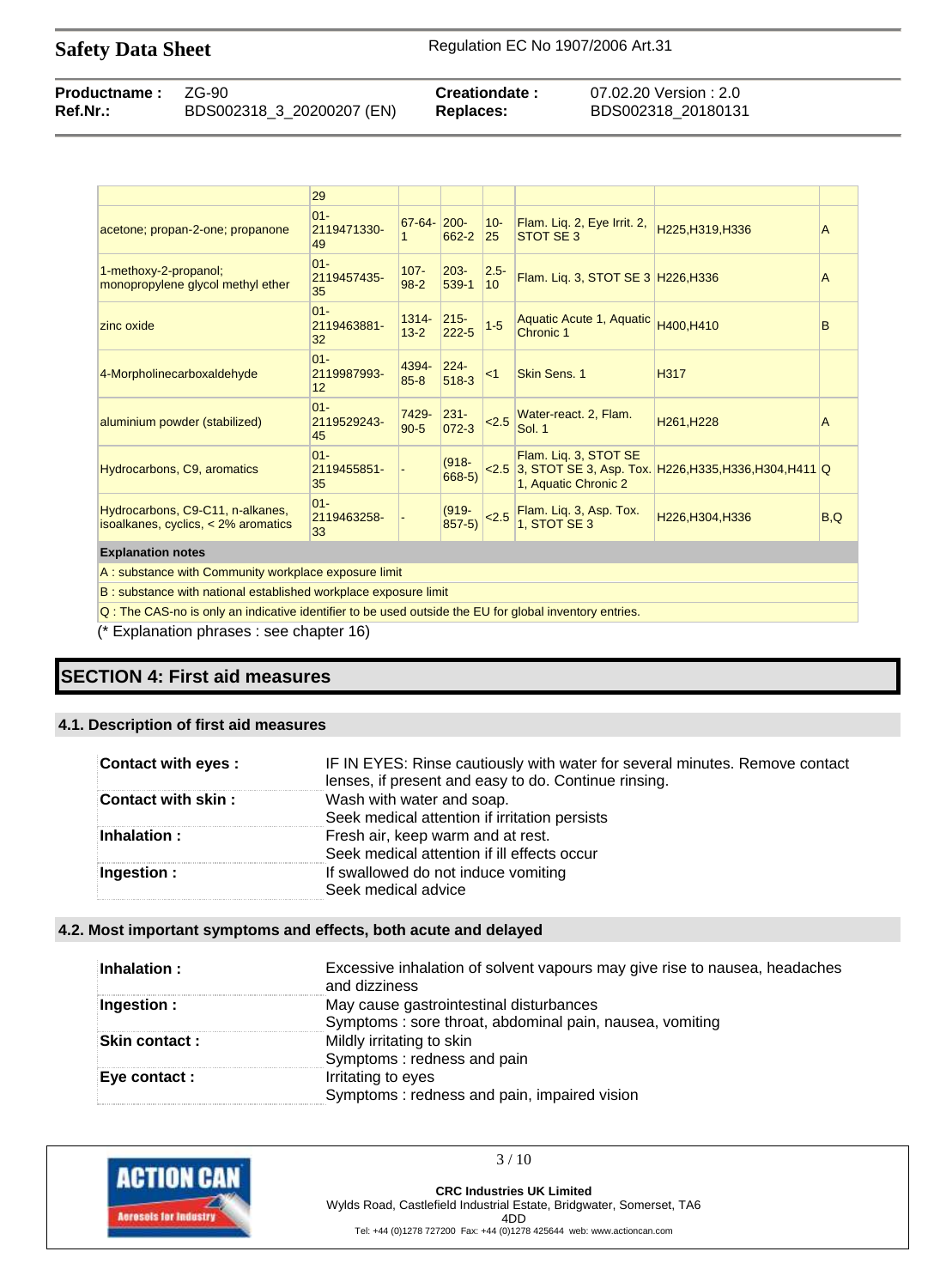| | | | | | | | |
|---|---|---|---|---|---|---|---|
| | 29 | | | | | | |
| acetone; propan-2-one; propanone | 01-2119471330-49 | 67-64-1 | 200-662-2 | 10-25 | Flam. Liq. 2, Eye Irrit. 2, STOT SE 3 | H225,H319,H336 | A |
| 1-methoxy-2-propanol; monopropylene glycol methyl ether | 01-2119457435-35 | 107-98-2 | 203-539-1 | 2.5-10 | Flam. Liq. 3, STOT SE 3 | H226,H336 | A |
| zinc oxide | 01-2119463881-32 | 1314-13-2 | 215-222-5 | 1-5 | Aquatic Acute 1, Aquatic Chronic 1 | H400,H410 | B |
| 4-Morpholinecarboxaldehyde | 01-2119987993-12 | 4394-85-8 | 224-518-3 | <1 | Skin Sens. 1 | H317 | |
| aluminium powder (stabilized) | 01-2119529243-45 | 7429-90-5 | 231-072-3 | <2.5 | Water-react. 2, Flam. Sol. 1 | H261,H228 | A |
| Hydrocarbons, C9, aromatics | 01-2119455851-35 | - | (918-668-5) | <2.5 | Flam. Liq. 3, STOT SE 3, STOT SE 3, Asp. Tox. 1, Aquatic Chronic 2 | H226,H335,H336,H304,H411 | Q |
| Hydrocarbons, C9-C11, n-alkanes, isoalkanes, cyclics, < 2% aromatics | 01-2119463258-33 | - | (919-857-5) | <2.5 | Flam. Liq. 3, Asp. Tox. 1, STOT SE 3 | H226,H304,H336 | B,Q |

**Explanation notes**

A : substance with Community workplace exposure limit

B : substance with national established workplace exposure limit

Q : The CAS-no is only an indicative identifier to be used outside the EU for global inventory entries.

(* Explanation phrases : see chapter 16)

# SECTION 4: First aid measures

## 4.1. Description of first aid measures

| | |
|---|---|
| **Contact with eyes :** | IF IN EYES: Rinse cautiously with water for several minutes. Remove contact lenses, if present and easy to do. Continue rinsing. |
| **Contact with skin :** | Wash with water and soap. Seek medical attention if irritation persists |
| **Inhalation :** | Fresh air, keep warm and at rest. Seek medical attention if ill effects occur |
| **Ingestion :** | If swallowed do not induce vomiting Seek medical advice |

## 4.2. Most important symptoms and effects, both acute and delayed

| | |
|---|---|
| **Inhalation :** | Excessive inhalation of solvent vapours may give rise to nausea, headaches and dizziness |
| **Ingestion :** | May cause gastrointestinal disturbances Symptoms : sore throat, abdominal pain, nausea, vomiting |
| **Skin contact :** | Mildly irritating to skin Symptoms : redness and pain |
| **Eye contact :** | Irritating to eyes Symptoms : redness and pain, impaired vision |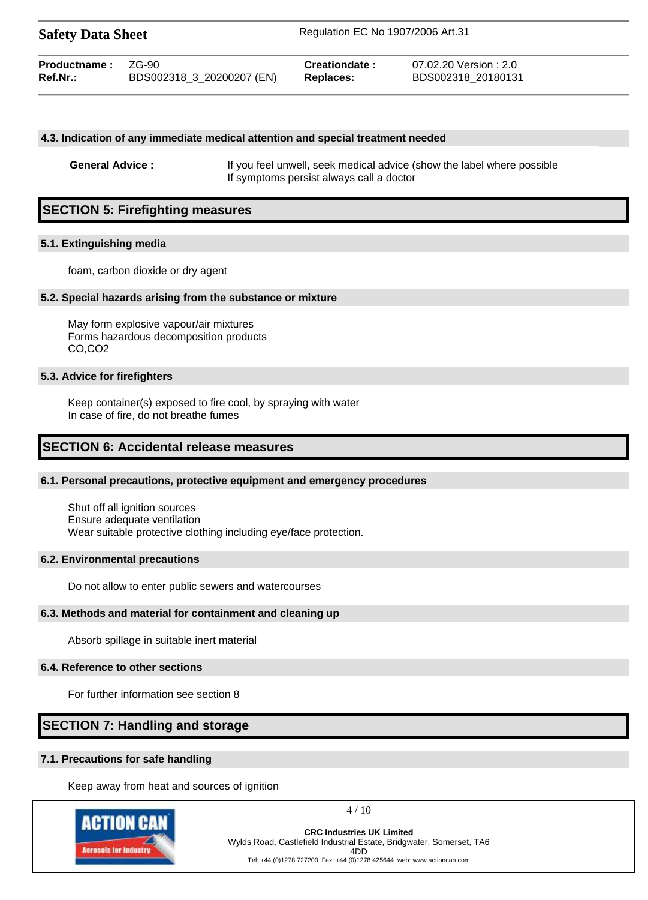### 4.3. Indication of any immediate medical attention and special treatment needed

**General Advice :** If you feel unwell, seek medical advice (show the label where possible
If symptoms persist always call a doctor

## SECTION 5: Firefighting measures

### 5.1. Extinguishing media

foam, carbon dioxide or dry agent

### 5.2. Special hazards arising from the substance or mixture

May form explosive vapour/air mixtures
Forms hazardous decomposition products
CO,CO2

### 5.3. Advice for firefighters

Keep container(s) exposed to fire cool, by spraying with water
In case of fire, do not breathe fumes

## SECTION 6: Accidental release measures

### 6.1. Personal precautions, protective equipment and emergency procedures

Shut off all ignition sources
Ensure adequate ventilation
Wear suitable protective clothing including eye/face protection.

### 6.2. Environmental precautions

Do not allow to enter public sewers and watercourses

### 6.3. Methods and material for containment and cleaning up

Absorb spillage in suitable inert material

### 6.4. Reference to other sections

For further information see section 8

## SECTION 7: Handling and storage

### 7.1. Precautions for safe handling

Keep away from heat and sources of ignition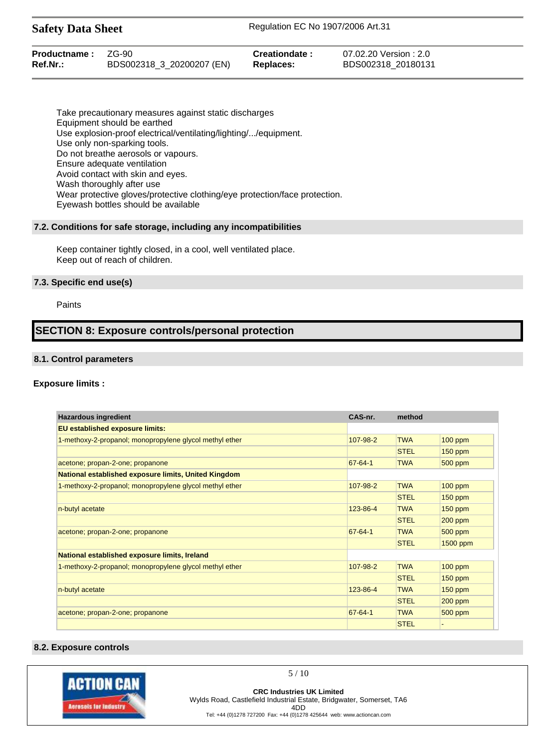Take precautionary measures against static discharges
Equipment should be earthed
Use explosion-proof electrical/ventilating/lighting/.../equipment.
Use only non-sparking tools.
Do not breathe aerosols or vapours.
Ensure adequate ventilation
Avoid contact with skin and eyes.
Wash thoroughly after use
Wear protective gloves/protective clothing/eye protection/face protection.
Eyewash bottles should be available

### 7.2. Conditions for safe storage, including any incompatibilities

Keep container tightly closed, in a cool, well ventilated place.
Keep out of reach of children.

### 7.3. Specific end use(s)

Paints

## SECTION 8: Exposure controls/personal protection

### 8.1. Control parameters

**Exposure limits :**

| Hazardous ingredient | CAS-nr. | method | |
|---|---|---|---|
| **EU established exposure limits:** | | | |
| 1-methoxy-2-propanol; monopropylene glycol methyl ether | 107-98-2 | TWA | 100 ppm |
| | | STEL | 150 ppm |
| acetone; propan-2-one; propanone | 67-64-1 | TWA | 500 ppm |
| **National established exposure limits, United Kingdom** | | | |
| 1-methoxy-2-propanol; monopropylene glycol methyl ether | 107-98-2 | TWA | 100 ppm |
| | | STEL | 150 ppm |
| n-butyl acetate | 123-86-4 | TWA | 150 ppm |
| | | STEL | 200 ppm |
| acetone; propan-2-one; propanone | 67-64-1 | TWA | 500 ppm |
| | | STEL | 1500 ppm |
| **National established exposure limits, Ireland** | | | |
| 1-methoxy-2-propanol; monopropylene glycol methyl ether | 107-98-2 | TWA | 100 ppm |
| | | STEL | 150 ppm |
| n-butyl acetate | 123-86-4 | TWA | 150 ppm |
| | | STEL | 200 ppm |
| acetone; propan-2-one; propanone | 67-64-1 | TWA | 500 ppm |
| | | STEL | - |

### 8.2. Exposure controls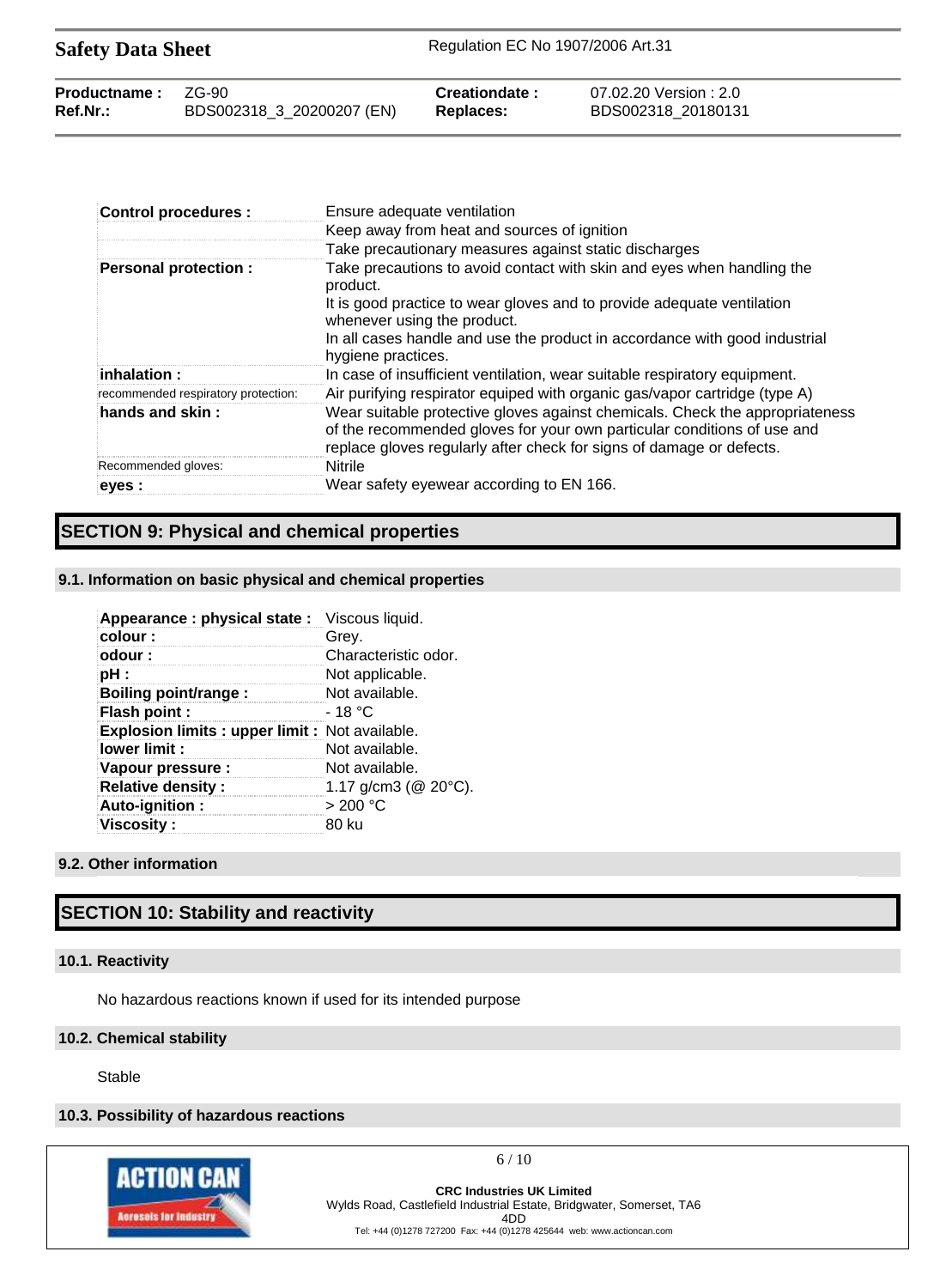| | |
|---|---|
| **Control procedures :** | Ensure adequate ventilation |
| | Keep away from heat and sources of ignition |
| | Take precautionary measures against static discharges |
| **Personal protection :** | Take precautions to avoid contact with skin and eyes when handling the product. It is good practice to wear gloves and to provide adequate ventilation whenever using the product. In all cases handle and use the product in accordance with good industrial hygiene practices. |
| **inhalation :** | In case of insufficient ventilation, wear suitable respiratory equipment. |
| recommended respiratory protection: | Air purifying respirator equiped with organic gas/vapor cartridge (type A) |
| **hands and skin :** | Wear suitable protective gloves against chemicals. Check the appropriateness of the recommended gloves for your own particular conditions of use and replace gloves regularly after check for signs of damage or defects. |
| Recommended gloves: | Nitrile |
| **eyes :** | Wear safety eyewear according to EN 166. |

## SECTION 9: Physical and chemical properties

### 9.1. Information on basic physical and chemical properties

| | |
|---|---|
| **Appearance : physical state :** | Viscous liquid. |
| **colour :** | Grey. |
| **odour :** | Characteristic odor. |
| **pH :** | Not applicable. |
| **Boiling point/range :** | Not available. |
| **Flash point :** | - 18 °C |
| **Explosion limits : upper limit :** | Not available. |
| **lower limit :** | Not available. |
| **Vapour pressure :** | Not available. |
| **Relative density :** | 1.17 g/cm3 (@ 20°C). |
| **Auto-ignition :** | > 200 °C |
| **Viscosity :** | 80 ku |

### 9.2. Other information

## SECTION 10: Stability and reactivity

### 10.1. Reactivity

No hazardous reactions known if used for its intended purpose

### 10.2. Chemical stability

Stable

### 10.3. Possibility of hazardous reactions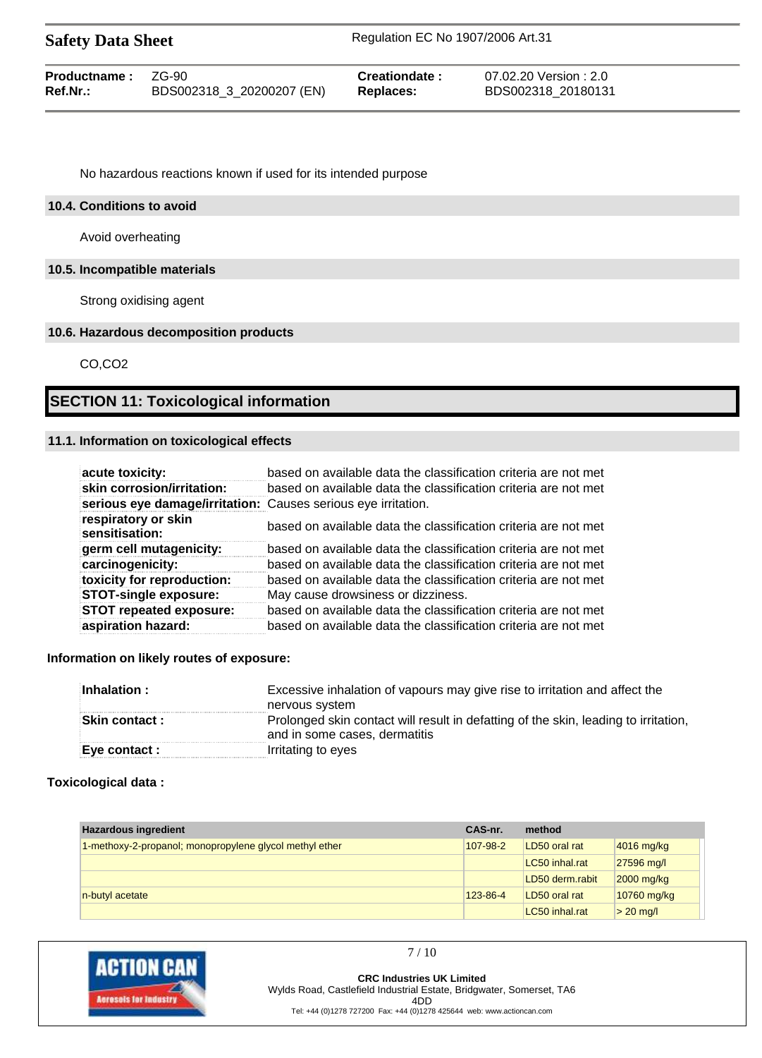No hazardous reactions known if used for its intended purpose

### 10.4. Conditions to avoid

Avoid overheating

### 10.5. Incompatible materials

Strong oxidising agent

### 10.6. Hazardous decomposition products

CO,CO2

## SECTION 11: Toxicological information

### 11.1. Information on toxicological effects

| | |
|---|---|
| **acute toxicity:** | based on available data the classification criteria are not met |
| **skin corrosion/irritation:** | based on available data the classification criteria are not met |
| **serious eye damage/irritation:** | Causes serious eye irritation. |
| **respiratory or skin sensitisation:** | based on available data the classification criteria are not met |
| **germ cell mutagenicity:** | based on available data the classification criteria are not met |
| **carcinogenicity:** | based on available data the classification criteria are not met |
| **toxicity for reproduction:** | based on available data the classification criteria are not met |
| **STOT-single exposure:** | May cause drowsiness or dizziness. |
| **STOT repeated exposure:** | based on available data the classification criteria are not met |
| **aspiration hazard:** | based on available data the classification criteria are not met |

**Information on likely routes of exposure:**

| | |
|---|---|
| **Inhalation :** | Excessive inhalation of vapours may give rise to irritation and affect the nervous system |
| **Skin contact :** | Prolonged skin contact will result in defatting of the skin, leading to irritation, and in some cases, dermatitis |
| **Eye contact :** | Irritating to eyes |

**Toxicological data :**

| Hazardous ingredient | CAS-nr. | method | |
|---|---|---|---|
| 1-methoxy-2-propanol; monopropylene glycol methyl ether | 107-98-2 | LD50 oral rat | 4016 mg/kg |
| | | LC50 inhal.rat | 27596 mg/l |
| | | LD50 derm.rabit | 2000 mg/kg |
| n-butyl acetate | 123-86-4 | LD50 oral rat | 10760 mg/kg |
| | | LC50 inhal.rat | > 20 mg/l |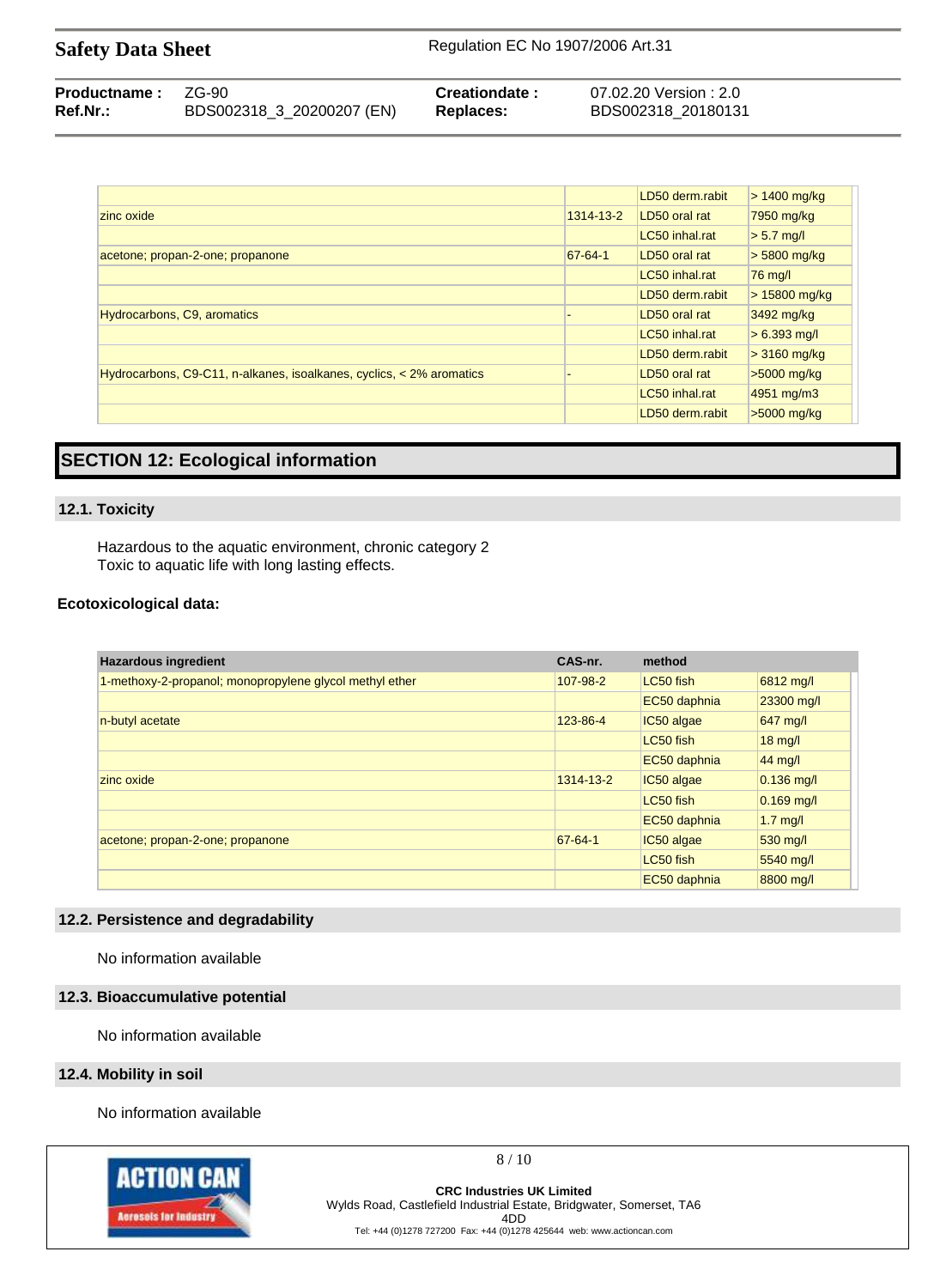| | | | |
|---|---|---|---|
| | | LD50 derm.rabit | > 1400 mg/kg |
| zinc oxide | 1314-13-2 | LD50 oral rat | 7950 mg/kg |
| | | LC50 inhal.rat | > 5.7 mg/l |
| acetone; propan-2-one; propanone | 67-64-1 | LD50 oral rat | > 5800 mg/kg |
| | | LC50 inhal.rat | 76 mg/l |
| | | LD50 derm.rabit | > 15800 mg/kg |
| Hydrocarbons, C9, aromatics | - | LD50 oral rat | 3492 mg/kg |
| | | LC50 inhal.rat | > 6.393 mg/l |
| | | LD50 derm.rabit | > 3160 mg/kg |
| Hydrocarbons, C9-C11, n-alkanes, isoalkanes, cyclics, < 2% aromatics | - | LD50 oral rat | >5000 mg/kg |
| | | LC50 inhal.rat | 4951 mg/m3 |
| | | LD50 derm.rabit | >5000 mg/kg |

## SECTION 12: Ecological information

### 12.1. Toxicity

Hazardous to the aquatic environment, chronic category 2
Toxic to aquatic life with long lasting effects.

**Ecotoxicological data:**

| Hazardous ingredient | CAS-nr. | method | |
|---|---|---|---|
| 1-methoxy-2-propanol; monopropylene glycol methyl ether | 107-98-2 | LC50 fish | 6812 mg/l |
| | | EC50 daphnia | 23300 mg/l |
| n-butyl acetate | 123-86-4 | IC50 algae | 647 mg/l |
| | | LC50 fish | 18 mg/l |
| | | EC50 daphnia | 44 mg/l |
| zinc oxide | 1314-13-2 | IC50 algae | 0.136 mg/l |
| | | LC50 fish | 0.169 mg/l |
| | | EC50 daphnia | 1.7 mg/l |
| acetone; propan-2-one; propanone | 67-64-1 | IC50 algae | 530 mg/l |
| | | LC50 fish | 5540 mg/l |
| | | EC50 daphnia | 8800 mg/l |

### 12.2. Persistence and degradability

No information available

### 12.3. Bioaccumulative potential

No information available

### 12.4. Mobility in soil

No information available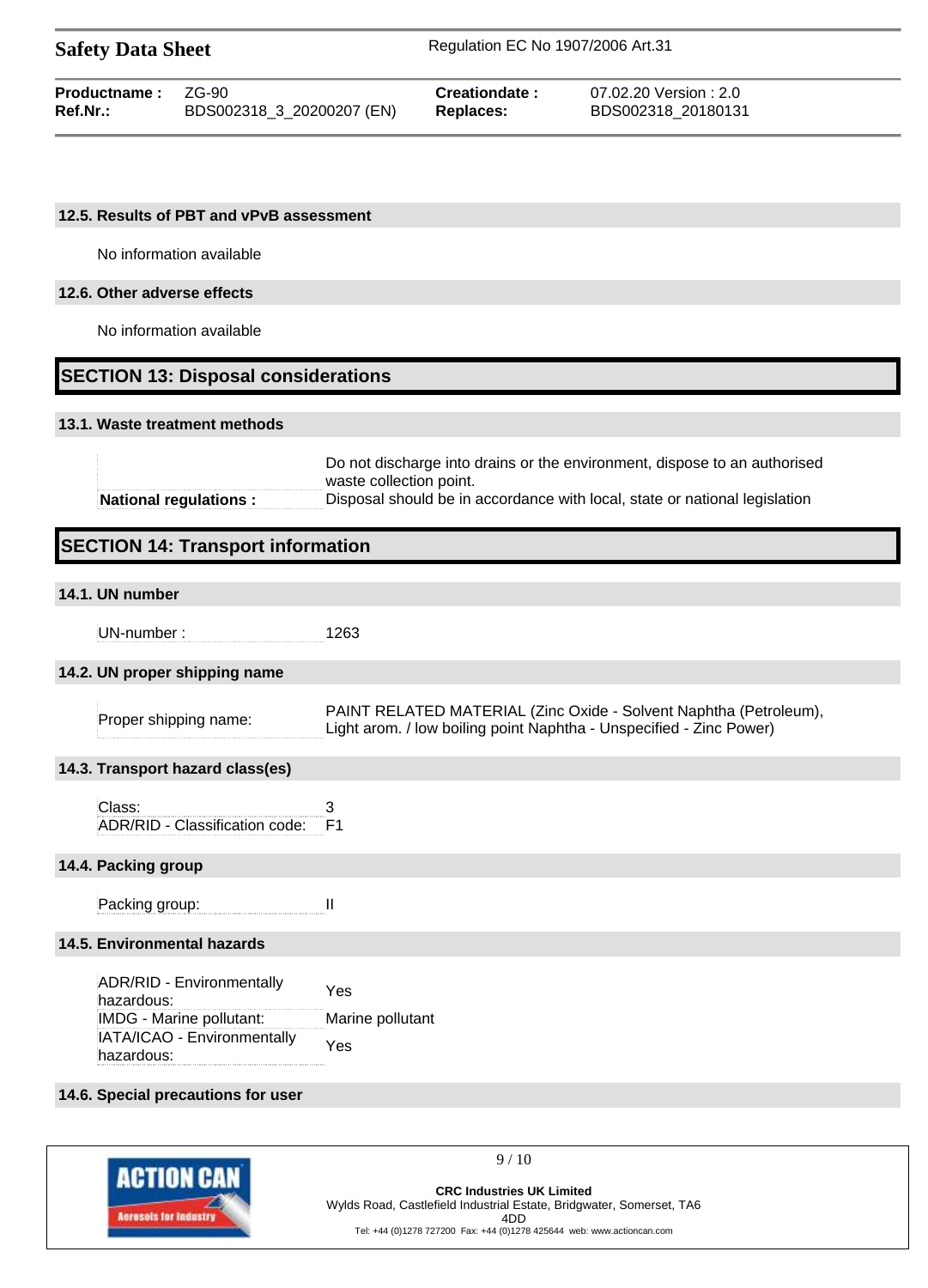### 12.5. Results of PBT and vPvB assessment

No information available

### 12.6. Other adverse effects

No information available

## SECTION 13: Disposal considerations

### 13.1. Waste treatment methods

| | |
|---|---|
| | Do not discharge into drains or the environment, dispose to an authorised waste collection point. |
| **National regulations :** | Disposal should be in accordance with local, state or national legislation |

## SECTION 14: Transport information

### 14.1. UN number

| | |
|---|---|
| UN-number : | 1263 |

### 14.2. UN proper shipping name

| | |
|---|---|
| Proper shipping name: | PAINT RELATED MATERIAL (Zinc Oxide - Solvent Naphtha (Petroleum), Light arom. / low boiling point Naphtha - Unspecified - Zinc Power) |

### 14.3. Transport hazard class(es)

| | |
|---|---|
| Class: | 3 |
| ADR/RID - Classification code: | F1 |

### 14.4. Packing group

| | |
|---|---|
| Packing group: | II |

### 14.5. Environmental hazards

| | |
|---|---|
| ADR/RID - Environmentally hazardous: | Yes |
| IMDG - Marine pollutant: | Marine pollutant |
| IATA/ICAO - Environmentally hazardous: | Yes |

### 14.6. Special precautions for user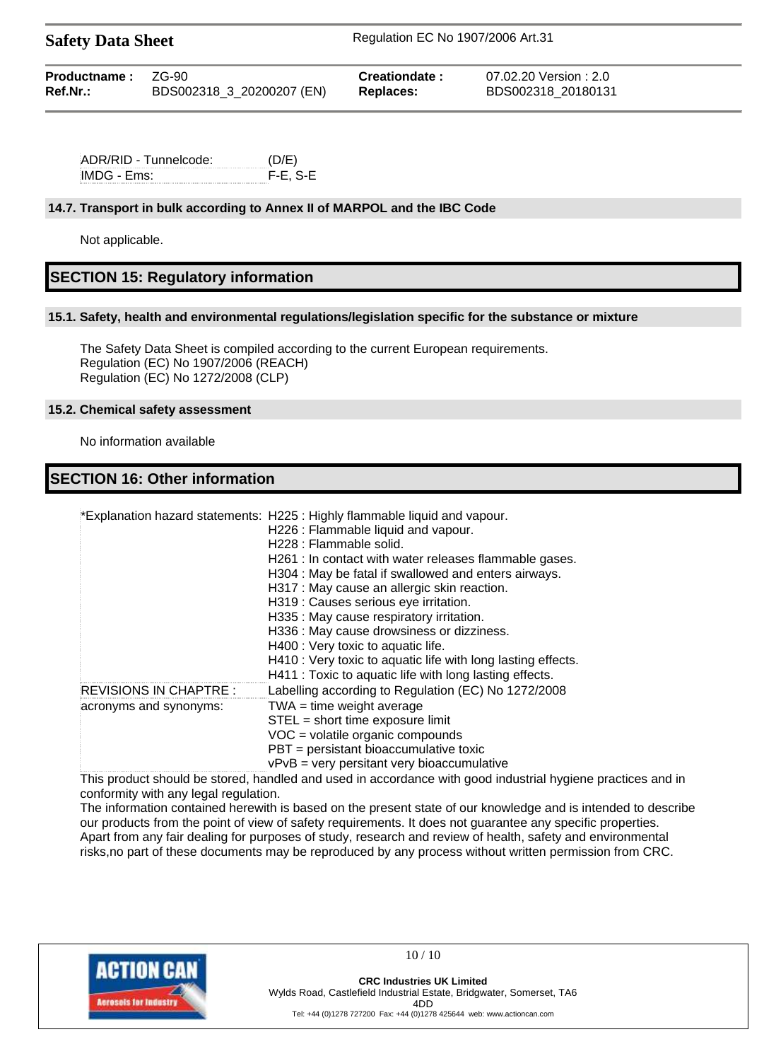| | |
|---|---|
| ADR/RID - Tunnelcode: | (D/E) |
| IMDG - Ems: | F-E, S-E |

### 14.7. Transport in bulk according to Annex II of MARPOL and the IBC Code

Not applicable.

## SECTION 15: Regulatory information

### 15.1. Safety, health and environmental regulations/legislation specific for the substance or mixture

The Safety Data Sheet is compiled according to the current European requirements.
Regulation (EC) No 1907/2006 (REACH)
Regulation (EC) No 1272/2008 (CLP)

### 15.2. Chemical safety assessment

No information available

## SECTION 16: Other information

| | |
|---|---|
| *Explanation hazard statements: | H225 : Highly flammable liquid and vapour.<br>H226 : Flammable liquid and vapour.<br>H228 : Flammable solid.<br>H261 : In contact with water releases flammable gases.<br>H304 : May be fatal if swallowed and enters airways.<br>H317 : May cause an allergic skin reaction.<br>H319 : Causes serious eye irritation.<br>H335 : May cause respiratory irritation.<br>H336 : May cause drowsiness or dizziness.<br>H400 : Very toxic to aquatic life.<br>H410 : Very toxic to aquatic life with long lasting effects.<br>H411 : Toxic to aquatic life with long lasting effects. |
| REVISIONS IN CHAPTRE : | Labelling according to Regulation (EC) No 1272/2008 |
| acronyms and synonyms: | TWA = time weight average<br>STEL = short time exposure limit<br>VOC = volatile organic compounds<br>PBT = persistant bioaccumulative toxic<br>vPvB = very persitant very bioaccumulative |

This product should be stored, handled and used in accordance with good industrial hygiene practices and in conformity with any legal regulation.
The information contained herewith is based on the present state of our knowledge and is intended to describe our products from the point of view of safety requirements. It does not guarantee any specific properties.
Apart from any fair dealing for purposes of study, research and review of health, safety and environmental risks,no part of these documents may be reproduced by any process without written permission from CRC.